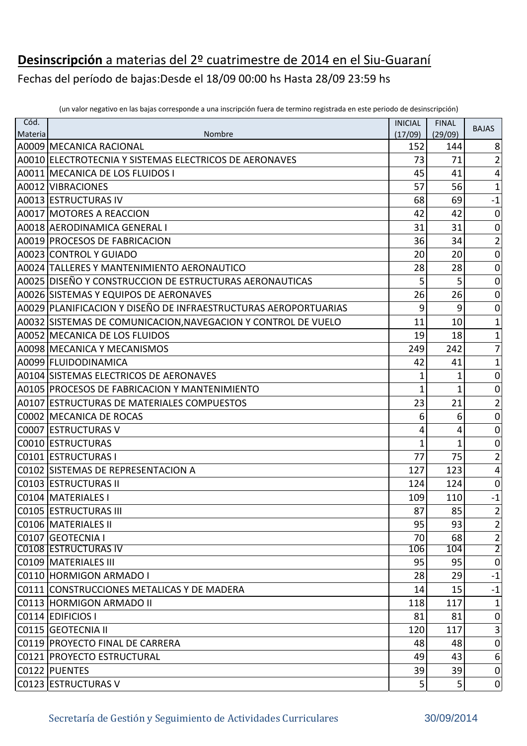# **Desinscripción** a materias del 2º cuatrimestre de 2014 en el Siu-Guaraní

Fechas del período de bajas:Desde el 18/09 00:00 hs Hasta 28/09 23:59 hs

(un valor negativo en las bajas corresponde a una inscripción fuera de termino registrada en este periodo de desinscripción)

| Cód. Materia | Nombre | INICIAL (17/09) | FINAL (29/09) | BAJAS |
|---|---|---|---|---|
| A0009 | MECANICA RACIONAL | 152 | 144 | 8 |
| A0010 | ELECTROTECNIA Y SISTEMAS ELECTRICOS DE AERONAVES | 73 | 71 | 2 |
| A0011 | MECANICA DE LOS FLUIDOS I | 45 | 41 | 4 |
| A0012 | VIBRACIONES | 57 | 56 | 1 |
| A0013 | ESTRUCTURAS IV | 68 | 69 | -1 |
| A0017 | MOTORES A REACCION | 42 | 42 | 0 |
| A0018 | AERODINAMICA GENERAL I | 31 | 31 | 0 |
| A0019 | PROCESOS DE FABRICACION | 36 | 34 | 2 |
| A0023 | CONTROL Y GUIADO | 20 | 20 | 0 |
| A0024 | TALLERES Y MANTENIMIENTO AERONAUTICO | 28 | 28 | 0 |
| A0025 | DISEÑO Y CONSTRUCCION DE ESTRUCTURAS AERONAUTICAS | 5 | 5 | 0 |
| A0026 | SISTEMAS Y EQUIPOS DE AERONAVES | 26 | 26 | 0 |
| A0029 | PLANIFICACION Y DISEÑO DE INFRAESTRUCTURAS AEROPORTUARIAS | 9 | 9 | 0 |
| A0032 | SISTEMAS DE COMUNICACION,NAVEGACION Y CONTROL DE VUELO | 11 | 10 | 1 |
| A0052 | MECANICA DE LOS FLUIDOS | 19 | 18 | 1 |
| A0098 | MECANICA Y MECANISMOS | 249 | 242 | 7 |
| A0099 | FLUIDODINAMICA | 42 | 41 | 1 |
| A0104 | SISTEMAS ELECTRICOS DE AERONAVES | 1 | 1 | 0 |
| A0105 | PROCESOS DE FABRICACION Y MANTENIMIENTO | 1 | 1 | 0 |
| A0107 | ESTRUCTURAS DE MATERIALES COMPUESTOS | 23 | 21 | 2 |
| C0002 | MECANICA DE ROCAS | 6 | 6 | 0 |
| C0007 | ESTRUCTURAS V | 4 | 4 | 0 |
| C0010 | ESTRUCTURAS | 1 | 1 | 0 |
| C0101 | ESTRUCTURAS I | 77 | 75 | 2 |
| C0102 | SISTEMAS DE REPRESENTACION A | 127 | 123 | 4 |
| C0103 | ESTRUCTURAS II | 124 | 124 | 0 |
| C0104 | MATERIALES I | 109 | 110 | -1 |
| C0105 | ESTRUCTURAS III | 87 | 85 | 2 |
| C0106 | MATERIALES II | 95 | 93 | 2 |
| C0107 | GEOTECNIA I | 70 | 68 | 2 |
| C0108 | ESTRUCTURAS IV | 106 | 104 | 2 |
| C0109 | MATERIALES III | 95 | 95 | 0 |
| C0110 | HORMIGON ARMADO I | 28 | 29 | -1 |
| C0111 | CONSTRUCCIONES METALICAS Y DE MADERA | 14 | 15 | -1 |
| C0113 | HORMIGON ARMADO II | 118 | 117 | 1 |
| C0114 | EDIFICIOS I | 81 | 81 | 0 |
| C0115 | GEOTECNIA II | 120 | 117 | 3 |
| C0119 | PROYECTO FINAL DE CARRERA | 48 | 48 | 0 |
| C0121 | PROYECTO ESTRUCTURAL | 49 | 43 | 6 |
| C0122 | PUENTES | 39 | 39 | 0 |
| C0123 | ESTRUCTURAS V | 5 | 5 | 0 |

Secretaría de Gestión y Seguimiento de Actividades Curriculares 30/09/2014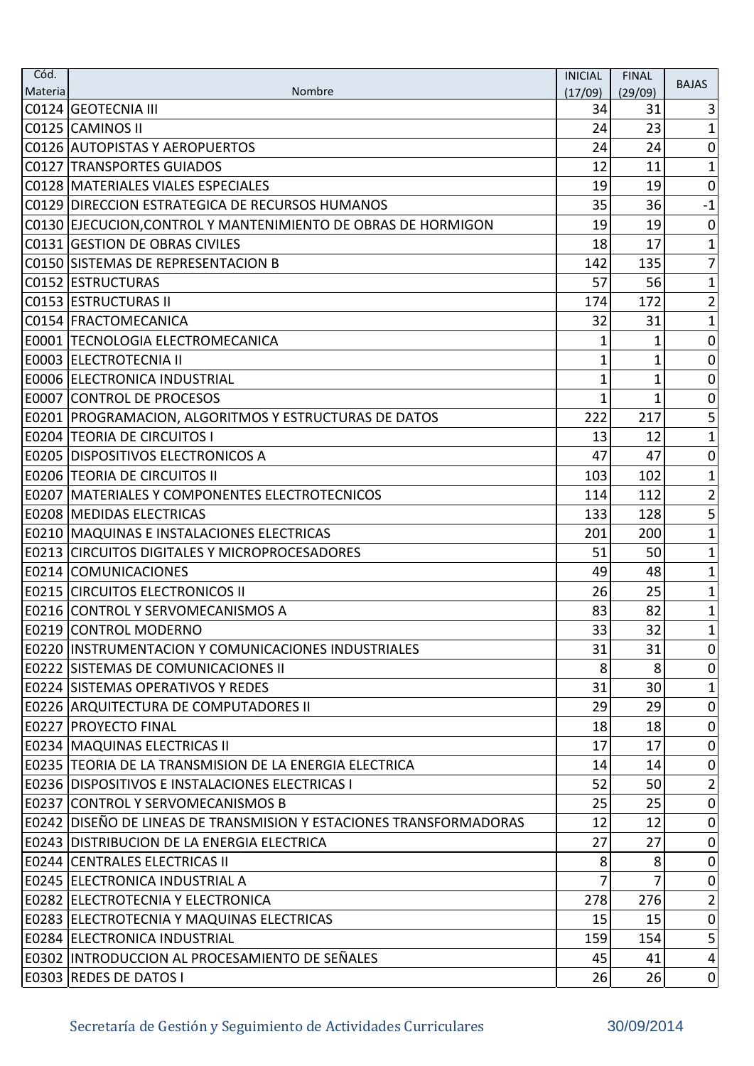| Cód. Materia | Nombre | INICIAL (17/09) | FINAL (29/09) | BAJAS |
|---|---|---|---|---|
| C0124 | GEOTECNIA III | 34 | 31 | 3 |
| C0125 | CAMINOS II | 24 | 23 | 1 |
| C0126 | AUTOPISTAS Y AEROPUERTOS | 24 | 24 | 0 |
| C0127 | TRANSPORTES GUIADOS | 12 | 11 | 1 |
| C0128 | MATERIALES VIALES ESPECIALES | 19 | 19 | 0 |
| C0129 | DIRECCION ESTRATEGICA DE RECURSOS HUMANOS | 35 | 36 | -1 |
| C0130 | EJECUCION,CONTROL Y MANTENIMIENTO DE OBRAS DE HORMIGON | 19 | 19 | 0 |
| C0131 | GESTION DE OBRAS CIVILES | 18 | 17 | 1 |
| C0150 | SISTEMAS DE REPRESENTACION B | 142 | 135 | 7 |
| C0152 | ESTRUCTURAS | 57 | 56 | 1 |
| C0153 | ESTRUCTURAS II | 174 | 172 | 2 |
| C0154 | FRACTOMECANICA | 32 | 31 | 1 |
| E0001 | TECNOLOGIA ELECTROMECANICA | 1 | 1 | 0 |
| E0003 | ELECTROTECNIA II | 1 | 1 | 0 |
| E0006 | ELECTRONICA INDUSTRIAL | 1 | 1 | 0 |
| E0007 | CONTROL DE PROCESOS | 1 | 1 | 0 |
| E0201 | PROGRAMACION, ALGORITMOS Y ESTRUCTURAS DE DATOS | 222 | 217 | 5 |
| E0204 | TEORIA DE CIRCUITOS I | 13 | 12 | 1 |
| E0205 | DISPOSITIVOS ELECTRONICOS A | 47 | 47 | 0 |
| E0206 | TEORIA DE CIRCUITOS II | 103 | 102 | 1 |
| E0207 | MATERIALES Y COMPONENTES ELECTROTECNICOS | 114 | 112 | 2 |
| E0208 | MEDIDAS ELECTRICAS | 133 | 128 | 5 |
| E0210 | MAQUINAS E INSTALACIONES ELECTRICAS | 201 | 200 | 1 |
| E0213 | CIRCUITOS DIGITALES Y MICROPROCESADORES | 51 | 50 | 1 |
| E0214 | COMUNICACIONES | 49 | 48 | 1 |
| E0215 | CIRCUITOS ELECTRONICOS II | 26 | 25 | 1 |
| E0216 | CONTROL Y SERVOMECANISMOS A | 83 | 82 | 1 |
| E0219 | CONTROL MODERNO | 33 | 32 | 1 |
| E0220 | INSTRUMENTACION Y COMUNICACIONES INDUSTRIALES | 31 | 31 | 0 |
| E0222 | SISTEMAS DE COMUNICACIONES II | 8 | 8 | 0 |
| E0224 | SISTEMAS OPERATIVOS Y REDES | 31 | 30 | 1 |
| E0226 | ARQUITECTURA DE COMPUTADORES II | 29 | 29 | 0 |
| E0227 | PROYECTO FINAL | 18 | 18 | 0 |
| E0234 | MAQUINAS ELECTRICAS II | 17 | 17 | 0 |
| E0235 | TEORIA DE LA TRANSMISION DE LA ENERGIA ELECTRICA | 14 | 14 | 0 |
| E0236 | DISPOSITIVOS E INSTALACIONES ELECTRICAS I | 52 | 50 | 2 |
| E0237 | CONTROL Y SERVOMECANISMOS B | 25 | 25 | 0 |
| E0242 | DISEÑO DE LINEAS DE TRANSMISION Y ESTACIONES TRANSFORMADORAS | 12 | 12 | 0 |
| E0243 | DISTRIBUCION DE LA ENERGIA ELECTRICA | 27 | 27 | 0 |
| E0244 | CENTRALES ELECTRICAS II | 8 | 8 | 0 |
| E0245 | ELECTRONICA INDUSTRIAL A | 7 | 7 | 0 |
| E0282 | ELECTROTECNIA Y ELECTRONICA | 278 | 276 | 2 |
| E0283 | ELECTROTECNIA Y MAQUINAS ELECTRICAS | 15 | 15 | 0 |
| E0284 | ELECTRONICA INDUSTRIAL | 159 | 154 | 5 |
| E0302 | INTRODUCCION AL PROCESAMIENTO DE SEÑALES | 45 | 41 | 4 |
| E0303 | REDES DE DATOS I | 26 | 26 | 0 |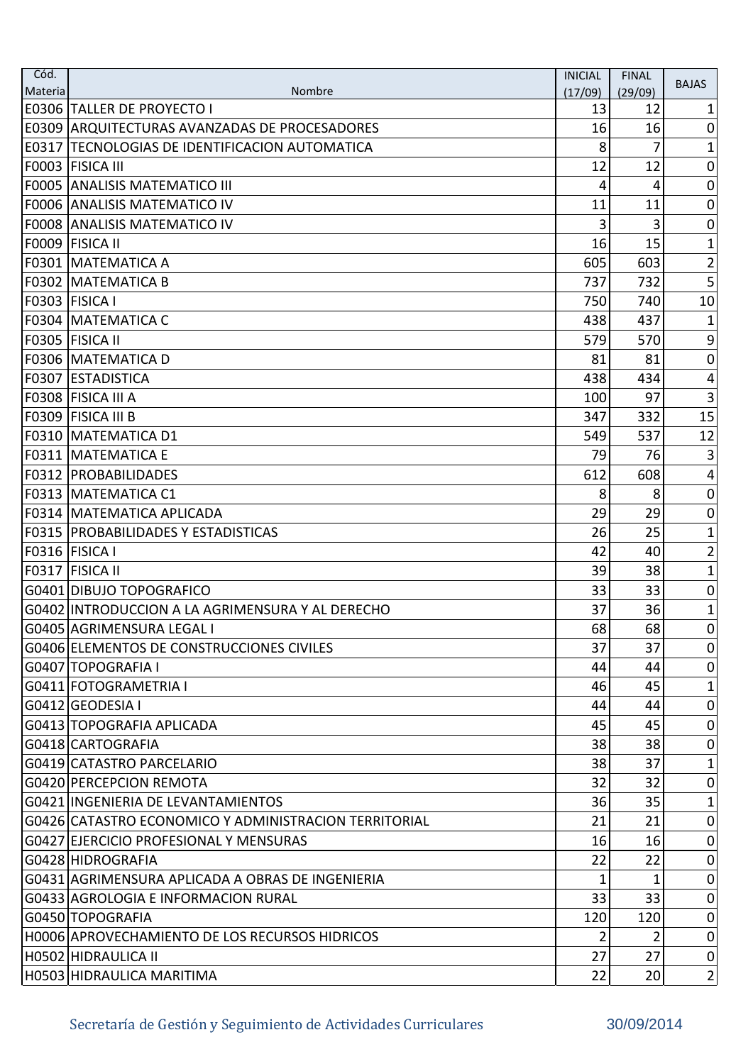| Cód. Materia | Nombre | INICIAL (17/09) | FINAL (29/09) | BAJAS |
|---|---|---|---|---|
| E0306 | TALLER DE PROYECTO I | 13 | 12 | 1 |
| E0309 | ARQUITECTURAS AVANZADAS DE PROCESADORES | 16 | 16 | 0 |
| E0317 | TECNOLOGIAS DE IDENTIFICACION AUTOMATICA | 8 | 7 | 1 |
| F0003 | FISICA III | 12 | 12 | 0 |
| F0005 | ANALISIS MATEMATICO III | 4 | 4 | 0 |
| F0006 | ANALISIS MATEMATICO IV | 11 | 11 | 0 |
| F0008 | ANALISIS MATEMATICO IV | 3 | 3 | 0 |
| F0009 | FISICA II | 16 | 15 | 1 |
| F0301 | MATEMATICA A | 605 | 603 | 2 |
| F0302 | MATEMATICA B | 737 | 732 | 5 |
| F0303 | FISICA I | 750 | 740 | 10 |
| F0304 | MATEMATICA C | 438 | 437 | 1 |
| F0305 | FISICA II | 579 | 570 | 9 |
| F0306 | MATEMATICA D | 81 | 81 | 0 |
| F0307 | ESTADISTICA | 438 | 434 | 4 |
| F0308 | FISICA III A | 100 | 97 | 3 |
| F0309 | FISICA III B | 347 | 332 | 15 |
| F0310 | MATEMATICA D1 | 549 | 537 | 12 |
| F0311 | MATEMATICA E | 79 | 76 | 3 |
| F0312 | PROBABILIDADES | 612 | 608 | 4 |
| F0313 | MATEMATICA C1 | 8 | 8 | 0 |
| F0314 | MATEMATICA APLICADA | 29 | 29 | 0 |
| F0315 | PROBABILIDADES Y ESTADISTICAS | 26 | 25 | 1 |
| F0316 | FISICA I | 42 | 40 | 2 |
| F0317 | FISICA II | 39 | 38 | 1 |
| G0401 | DIBUJO TOPOGRAFICO | 33 | 33 | 0 |
| G0402 | INTRODUCCION A LA AGRIMENSURA Y AL DERECHO | 37 | 36 | 1 |
| G0405 | AGRIMENSURA LEGAL I | 68 | 68 | 0 |
| G0406 | ELEMENTOS DE CONSTRUCCIONES CIVILES | 37 | 37 | 0 |
| G0407 | TOPOGRAFIA I | 44 | 44 | 0 |
| G0411 | FOTOGRAMETRIA I | 46 | 45 | 1 |
| G0412 | GEODESIA I | 44 | 44 | 0 |
| G0413 | TOPOGRAFIA APLICADA | 45 | 45 | 0 |
| G0418 | CARTOGRAFIA | 38 | 38 | 0 |
| G0419 | CATASTRO PARCELARIO | 38 | 37 | 1 |
| G0420 | PERCEPCION REMOTA | 32 | 32 | 0 |
| G0421 | INGENIERIA DE LEVANTAMIENTOS | 36 | 35 | 1 |
| G0426 | CATASTRO ECONOMICO Y ADMINISTRACION TERRITORIAL | 21 | 21 | 0 |
| G0427 | EJERCICIO PROFESIONAL Y MENSURAS | 16 | 16 | 0 |
| G0428 | HIDROGRAFIA | 22 | 22 | 0 |
| G0431 | AGRIMENSURA APLICADA A OBRAS DE INGENIERIA | 1 | 1 | 0 |
| G0433 | AGROLOGIA E INFORMACION RURAL | 33 | 33 | 0 |
| G0450 | TOPOGRAFIA | 120 | 120 | 0 |
| H0006 | APROVECHAMIENTO DE LOS RECURSOS HIDRICOS | 2 | 2 | 0 |
| H0502 | HIDRAULICA II | 27 | 27 | 0 |
| H0503 | HIDRAULICA MARITIMA | 22 | 20 | 2 |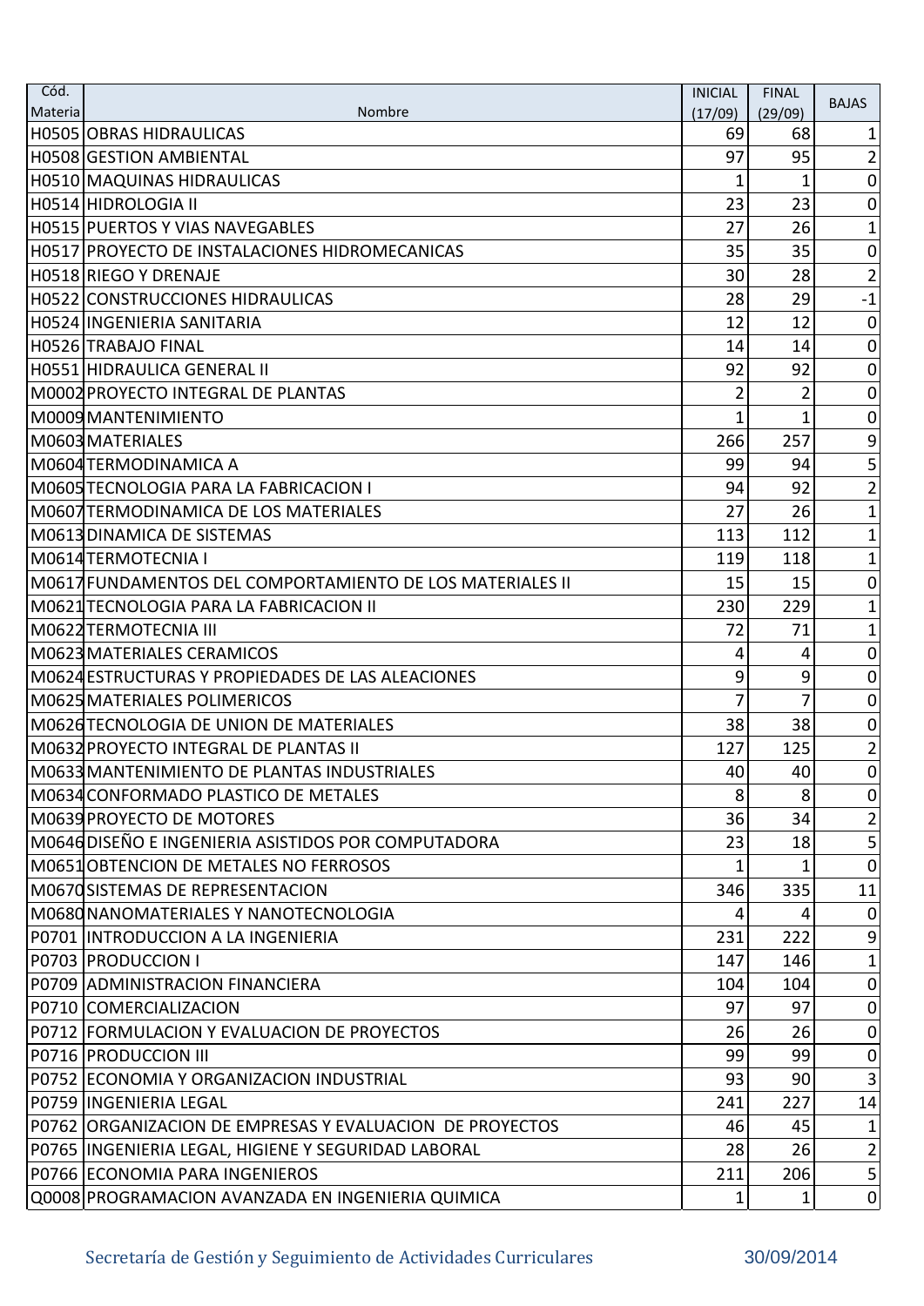| Cód. Materia | Nombre | INICIAL (17/09) | FINAL (29/09) | BAJAS |
|---|---|---|---|---|
| H0505 | OBRAS HIDRAULICAS | 69 | 68 | 1 |
| H0508 | GESTION AMBIENTAL | 97 | 95 | 2 |
| H0510 | MAQUINAS HIDRAULICAS | 1 | 1 | 0 |
| H0514 | HIDROLOGIA II | 23 | 23 | 0 |
| H0515 | PUERTOS Y VIAS NAVEGABLES | 27 | 26 | 1 |
| H0517 | PROYECTO DE INSTALACIONES HIDROMECANICAS | 35 | 35 | 0 |
| H0518 | RIEGO Y DRENAJE | 30 | 28 | 2 |
| H0522 | CONSTRUCCIONES HIDRAULICAS | 28 | 29 | -1 |
| H0524 | INGENIERIA SANITARIA | 12 | 12 | 0 |
| H0526 | TRABAJO FINAL | 14 | 14 | 0 |
| H0551 | HIDRAULICA GENERAL II | 92 | 92 | 0 |
| M0002 | PROYECTO INTEGRAL DE PLANTAS | 2 | 2 | 0 |
| M0009 | MANTENIMIENTO | 1 | 1 | 0 |
| M0603 | MATERIALES | 266 | 257 | 9 |
| M0604 | TERMODINAMICA A | 99 | 94 | 5 |
| M0605 | TECNOLOGIA PARA LA FABRICACION I | 94 | 92 | 2 |
| M0607 | TERMODINAMICA DE LOS MATERIALES | 27 | 26 | 1 |
| M0613 | DINAMICA DE SISTEMAS | 113 | 112 | 1 |
| M0614 | TERMOTECNIA I | 119 | 118 | 1 |
| M0617 | FUNDAMENTOS DEL COMPORTAMIENTO DE LOS MATERIALES II | 15 | 15 | 0 |
| M0621 | TECNOLOGIA PARA LA FABRICACION II | 230 | 229 | 1 |
| M0622 | TERMOTECNIA III | 72 | 71 | 1 |
| M0623 | MATERIALES CERAMICOS | 4 | 4 | 0 |
| M0624 | ESTRUCTURAS Y PROPIEDADES DE LAS ALEACIONES | 9 | 9 | 0 |
| M0625 | MATERIALES POLIMERICOS | 7 | 7 | 0 |
| M0626 | TECNOLOGIA DE UNION DE MATERIALES | 38 | 38 | 0 |
| M0632 | PROYECTO INTEGRAL DE PLANTAS II | 127 | 125 | 2 |
| M0633 | MANTENIMIENTO DE PLANTAS INDUSTRIALES | 40 | 40 | 0 |
| M0634 | CONFORMADO PLASTICO DE METALES | 8 | 8 | 0 |
| M0639 | PROYECTO DE MOTORES | 36 | 34 | 2 |
| M0646 | DISEÑO E INGENIERIA ASISTIDOS POR COMPUTADORA | 23 | 18 | 5 |
| M0651 | OBTENCION DE METALES NO FERROSOS | 1 | 1 | 0 |
| M0670 | SISTEMAS DE REPRESENTACION | 346 | 335 | 11 |
| M0680 | NANOMATERIALES Y NANOTECNOLOGIA | 4 | 4 | 0 |
| P0701 | INTRODUCCION A LA INGENIERIA | 231 | 222 | 9 |
| P0703 | PRODUCCION I | 147 | 146 | 1 |
| P0709 | ADMINISTRACION FINANCIERA | 104 | 104 | 0 |
| P0710 | COMERCIALIZACION | 97 | 97 | 0 |
| P0712 | FORMULACION Y EVALUACION DE PROYECTOS | 26 | 26 | 0 |
| P0716 | PRODUCCION III | 99 | 99 | 0 |
| P0752 | ECONOMIA Y ORGANIZACION INDUSTRIAL | 93 | 90 | 3 |
| P0759 | INGENIERIA LEGAL | 241 | 227 | 14 |
| P0762 | ORGANIZACION DE EMPRESAS Y EVALUACION DE PROYECTOS | 46 | 45 | 1 |
| P0765 | INGENIERIA LEGAL, HIGIENE Y SEGURIDAD LABORAL | 28 | 26 | 2 |
| P0766 | ECONOMIA PARA INGENIEROS | 211 | 206 | 5 |
| Q0008 | PROGRAMACION AVANZADA EN INGENIERIA QUIMICA | 1 | 1 | 0 |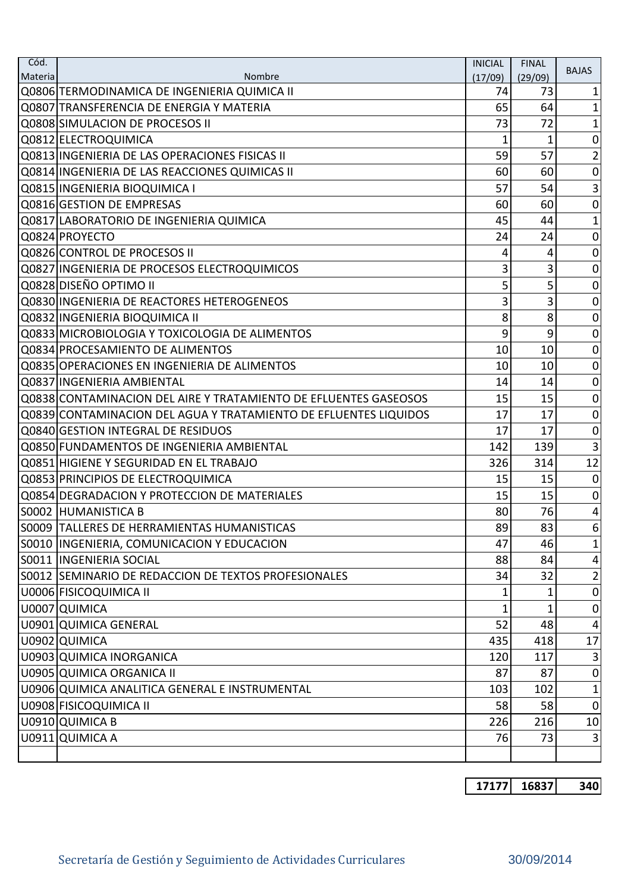| Cód. Materia | Nombre | INICIAL (17/09) | FINAL (29/09) | BAJAS |
|---|---|---|---|---|
| Q0806 | TERMODINAMICA DE INGENIERIA QUIMICA II | 74 | 73 | 1 |
| Q0807 | TRANSFERENCIA DE ENERGIA Y MATERIA | 65 | 64 | 1 |
| Q0808 | SIMULACION DE PROCESOS II | 73 | 72 | 1 |
| Q0812 | ELECTROQUIMICA | 1 | 1 | 0 |
| Q0813 | INGENIERIA DE LAS OPERACIONES FISICAS II | 59 | 57 | 2 |
| Q0814 | INGENIERIA DE LAS REACCIONES QUIMICAS II | 60 | 60 | 0 |
| Q0815 | INGENIERIA BIOQUIMICA I | 57 | 54 | 3 |
| Q0816 | GESTION DE EMPRESAS | 60 | 60 | 0 |
| Q0817 | LABORATORIO DE INGENIERIA QUIMICA | 45 | 44 | 1 |
| Q0824 | PROYECTO | 24 | 24 | 0 |
| Q0826 | CONTROL DE PROCESOS II | 4 | 4 | 0 |
| Q0827 | INGENIERIA DE PROCESOS ELECTROQUIMICOS | 3 | 3 | 0 |
| Q0828 | DISEÑO OPTIMO II | 5 | 5 | 0 |
| Q0830 | INGENIERIA DE REACTORES HETEROGENEOS | 3 | 3 | 0 |
| Q0832 | INGENIERIA BIOQUIMICA II | 8 | 8 | 0 |
| Q0833 | MICROBIOLOGIA Y TOXICOLOGIA DE ALIMENTOS | 9 | 9 | 0 |
| Q0834 | PROCESAMIENTO DE ALIMENTOS | 10 | 10 | 0 |
| Q0835 | OPERACIONES EN INGENIERIA DE ALIMENTOS | 10 | 10 | 0 |
| Q0837 | INGENIERIA AMBIENTAL | 14 | 14 | 0 |
| Q0838 | CONTAMINACION DEL AIRE Y TRATAMIENTO DE EFLUENTES GASEOSOS | 15 | 15 | 0 |
| Q0839 | CONTAMINACION DEL AGUA Y TRATAMIENTO DE EFLUENTES LIQUIDOS | 17 | 17 | 0 |
| Q0840 | GESTION INTEGRAL DE RESIDUOS | 17 | 17 | 0 |
| Q0850 | FUNDAMENTOS DE INGENIERIA AMBIENTAL | 142 | 139 | 3 |
| Q0851 | HIGIENE Y SEGURIDAD EN EL TRABAJO | 326 | 314 | 12 |
| Q0853 | PRINCIPIOS DE ELECTROQUIMICA | 15 | 15 | 0 |
| Q0854 | DEGRADACION Y PROTECCION DE MATERIALES | 15 | 15 | 0 |
| S0002 | HUMANISTICA B | 80 | 76 | 4 |
| S0009 | TALLERES DE HERRAMIENTAS HUMANISTICAS | 89 | 83 | 6 |
| S0010 | INGENIERIA, COMUNICACION Y EDUCACION | 47 | 46 | 1 |
| S0011 | INGENIERIA SOCIAL | 88 | 84 | 4 |
| S0012 | SEMINARIO DE REDACCION DE TEXTOS PROFESIONALES | 34 | 32 | 2 |
| U0006 | FISICOQUIMICA II | 1 | 1 | 0 |
| U0007 | QUIMICA | 1 | 1 | 0 |
| U0901 | QUIMICA GENERAL | 52 | 48 | 4 |
| U0902 | QUIMICA | 435 | 418 | 17 |
| U0903 | QUIMICA INORGANICA | 120 | 117 | 3 |
| U0905 | QUIMICA ORGANICA II | 87 | 87 | 0 |
| U0906 | QUIMICA ANALITICA GENERAL E INSTRUMENTAL | 103 | 102 | 1 |
| U0908 | FISICOQUIMICA II | 58 | 58 | 0 |
| U0910 | QUIMICA B | 226 | 216 | 10 |
| U0911 | QUIMICA A | 76 | 73 | 3 |
| | | | | |
| | | **17177** | **16837** | **340** |

Secretaría de Gestión y Seguimiento de Actividades Curriculares — 30/09/2014